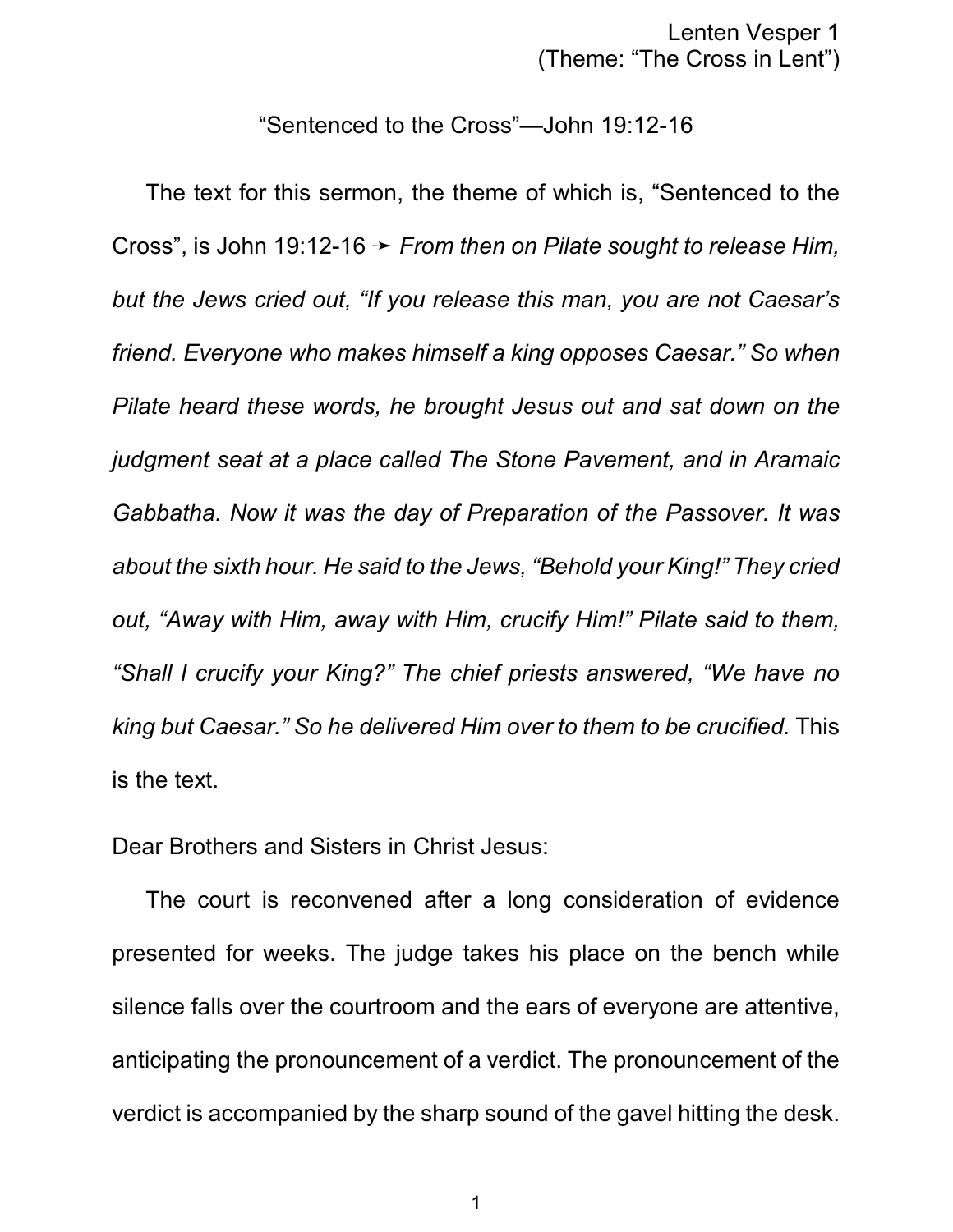Lenten Vesper 1
(Theme: “The Cross in Lent”)

# “Sentenced to the Cross”—John 19:12-16

The text for this sermon, the theme of which is, “Sentenced to the Cross”, is John 19:12-16 ➛ *From then on Pilate sought to release Him, but the Jews cried out, “If you release this man, you are not Caesar’s friend. Everyone who makes himself a king opposes Caesar.” So when Pilate heard these words, he brought Jesus out and sat down on the judgment seat at a place called The Stone Pavement, and in Aramaic Gabbatha. Now it was the day of Preparation of the Passover. It was about the sixth hour. He said to the Jews, “Behold your King!” They cried out, “Away with Him, away with Him, crucify Him!” Pilate said to them, “Shall I crucify your King?” The chief priests answered, “We have no king but Caesar.” So he delivered Him over to them to be crucified.* This is the text.

Dear Brothers and Sisters in Christ Jesus:

The court is reconvened after a long consideration of evidence presented for weeks. The judge takes his place on the bench while silence falls over the courtroom and the ears of everyone are attentive, anticipating the pronouncement of a verdict. The pronouncement of the verdict is accompanied by the sharp sound of the gavel hitting the desk.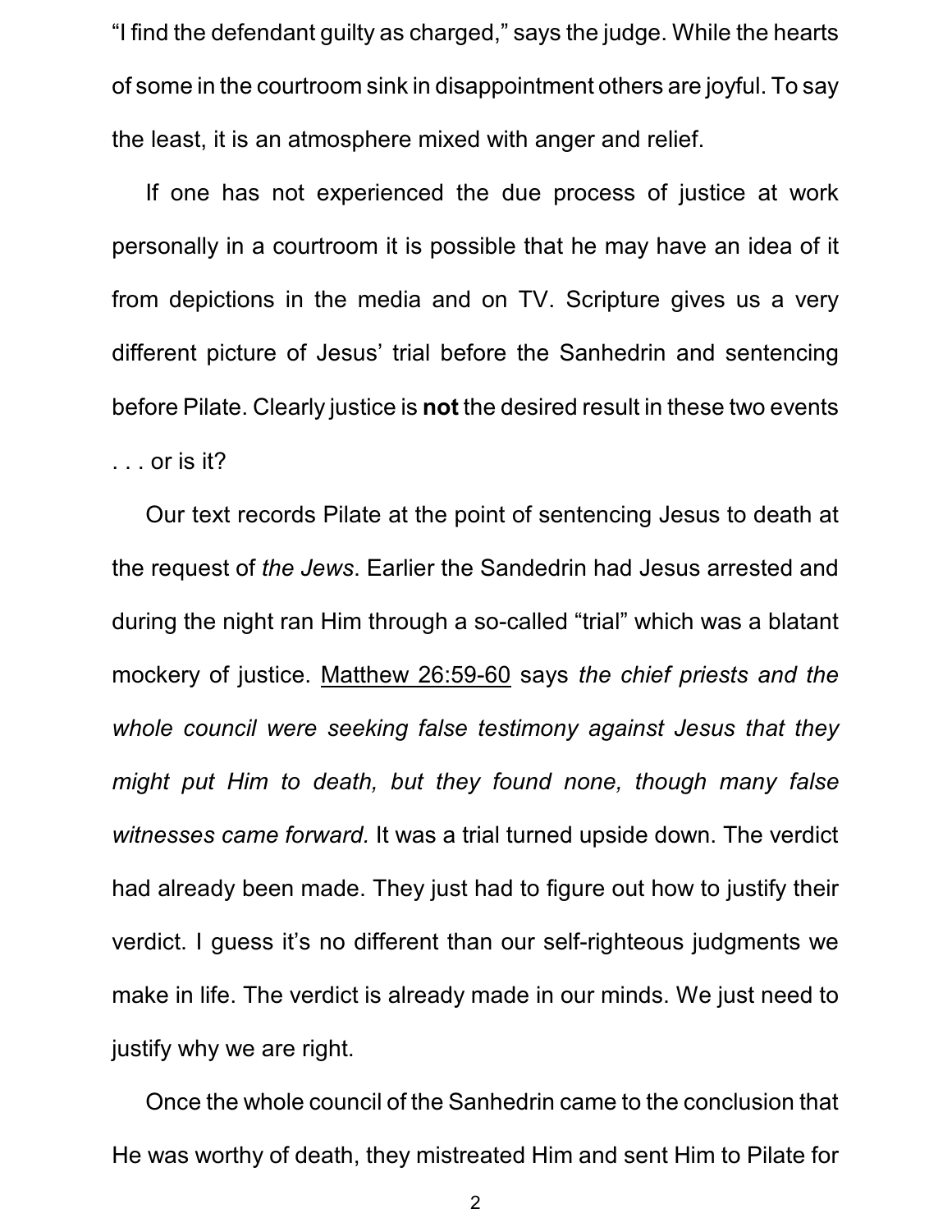“I find the defendant guilty as charged,” says the judge. While the hearts of some in the courtroom sink in disappointment others are joyful. To say the least, it is an atmosphere mixed with anger and relief.

If one has not experienced the due process of justice at work personally in a courtroom it is possible that he may have an idea of it from depictions in the media and on TV. Scripture gives us a very different picture of Jesus’ trial before the Sanhedrin and sentencing before Pilate. Clearly justice is **not** the desired result in these two events . . . or is it?

Our text records Pilate at the point of sentencing Jesus to death at the request of *the Jews*. Earlier the Sandedrin had Jesus arrested and during the night ran Him through a so-called “trial” which was a blatant mockery of justice. <u>Matthew 26:59-60</u> says *the chief priests and the whole council were seeking false testimony against Jesus that they might put Him to death, but they found none, though many false witnesses came forward.* It was a trial turned upside down. The verdict had already been made. They just had to figure out how to justify their verdict. I guess it’s no different than our self-righteous judgments we make in life. The verdict is already made in our minds. We just need to justify why we are right.

Once the whole council of the Sanhedrin came to the conclusion that He was worthy of death, they mistreated Him and sent Him to Pilate for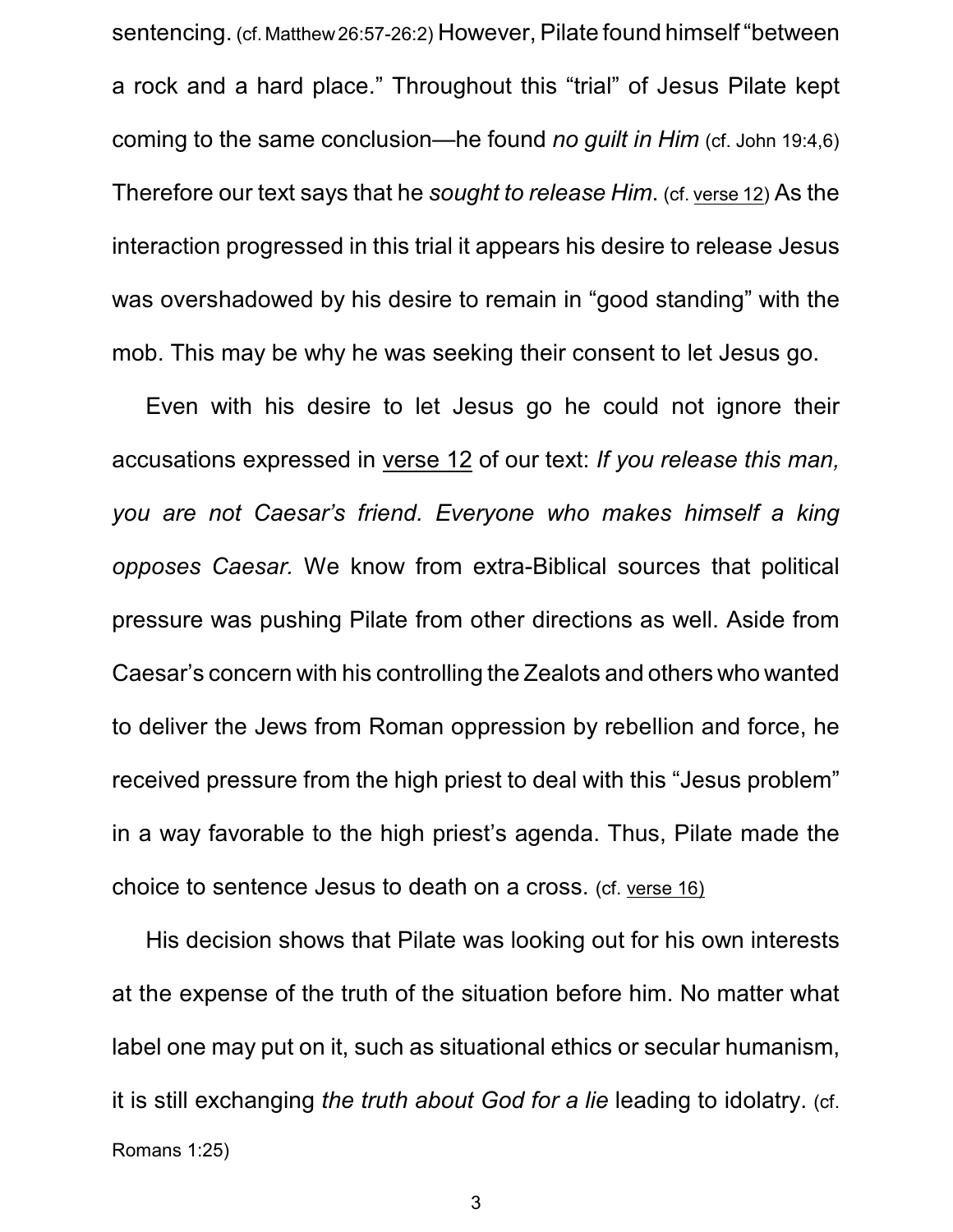sentencing. (cf. Matthew 26:57-26:2) However, Pilate found himself "between a rock and a hard place." Throughout this "trial" of Jesus Pilate kept coming to the same conclusion—he found *no guilt in Him* (cf. John 19:4,6) Therefore our text says that he *sought to release Him*. (cf. verse 12) As the interaction progressed in this trial it appears his desire to release Jesus was overshadowed by his desire to remain in "good standing" with the mob. This may be why he was seeking their consent to let Jesus go.

Even with his desire to let Jesus go he could not ignore their accusations expressed in verse 12 of our text: *If you release this man, you are not Caesar's friend. Everyone who makes himself a king opposes Caesar.* We know from extra-Biblical sources that political pressure was pushing Pilate from other directions as well. Aside from Caesar's concern with his controlling the Zealots and others who wanted to deliver the Jews from Roman oppression by rebellion and force, he received pressure from the high priest to deal with this "Jesus problem" in a way favorable to the high priest's agenda. Thus, Pilate made the choice to sentence Jesus to death on a cross. (cf. verse 16)

His decision shows that Pilate was looking out for his own interests at the expense of the truth of the situation before him. No matter what label one may put on it, such as situational ethics or secular humanism, it is still exchanging *the truth about God for a lie* leading to idolatry. (cf. Romans 1:25)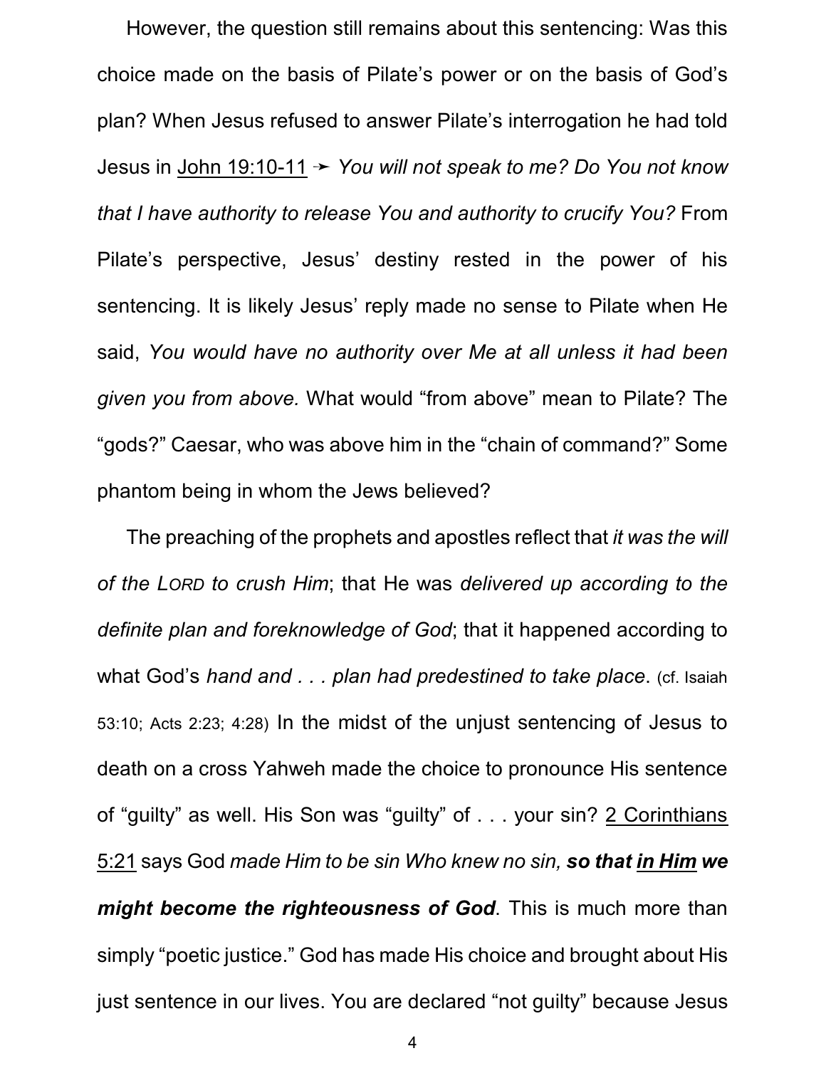However, the question still remains about this sentencing: Was this choice made on the basis of Pilate's power or on the basis of God's plan? When Jesus refused to answer Pilate's interrogation he had told Jesus in <u>John 19:10-11</u> ➛ *You will not speak to me? Do You not know that I have authority to release You and authority to crucify You?* From Pilate's perspective, Jesus' destiny rested in the power of his sentencing. It is likely Jesus' reply made no sense to Pilate when He said, *You would have no authority over Me at all unless it had been given you from above.* What would "from above" mean to Pilate? The "gods?" Caesar, who was above him in the "chain of command?" Some phantom being in whom the Jews believed?

The preaching of the prophets and apostles reflect that *it was the will of the LORD to crush Him*; that He was *delivered up according to the definite plan and foreknowledge of God*; that it happened according to what God's *hand and . . . plan had predestined to take place*. (cf. Isaiah 53:10; Acts 2:23; 4:28) In the midst of the unjust sentencing of Jesus to death on a cross Yahweh made the choice to pronounce His sentence of "guilty" as well. His Son was "guilty" of . . . your sin? <u>2 Corinthians 5:21</u> says God *made Him to be sin Who knew no sin, **so that <u>in Him</u> we might become the righteousness of God***. This is much more than simply "poetic justice." God has made His choice and brought about His just sentence in our lives. You are declared "not guilty" because Jesus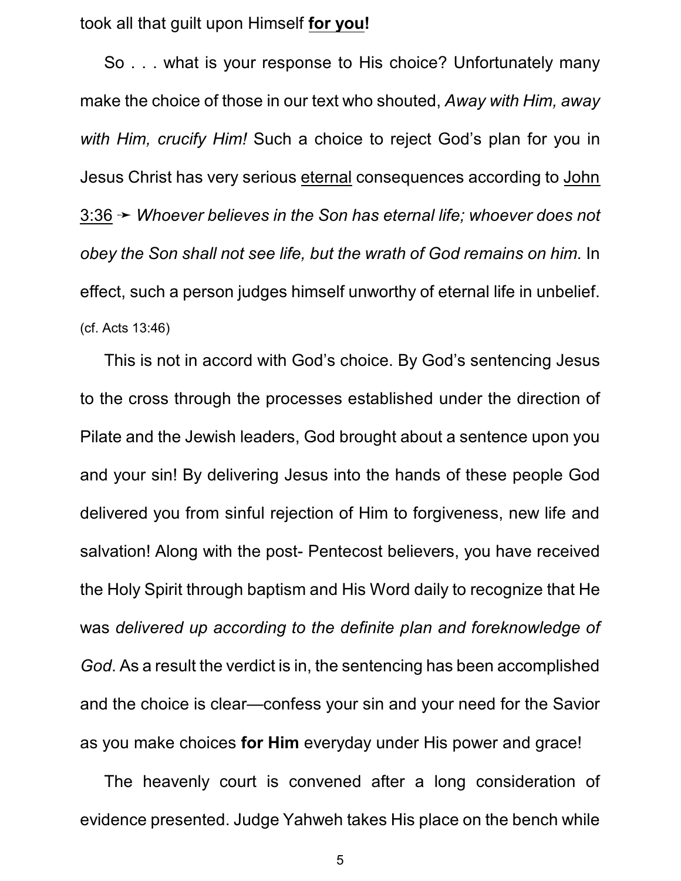took all that guilt upon Himself **<u>for you</u>!**

So . . . what is your response to His choice? Unfortunately many make the choice of those in our text who shouted, *Away with Him, away with Him, crucify Him!* Such a choice to reject God's plan for you in Jesus Christ has very serious <u>eternal</u> consequences according to <u>John 3:36</u> ➛ *Whoever believes in the Son has eternal life; whoever does not obey the Son shall not see life, but the wrath of God remains on him.* In effect, such a person judges himself unworthy of eternal life in unbelief. (cf. Acts 13:46)

This is not in accord with God's choice. By God's sentencing Jesus to the cross through the processes established under the direction of Pilate and the Jewish leaders, God brought about a sentence upon you and your sin! By delivering Jesus into the hands of these people God delivered you from sinful rejection of Him to forgiveness, new life and salvation! Along with the post- Pentecost believers, you have received the Holy Spirit through baptism and His Word daily to recognize that He was *delivered up according to the definite plan and foreknowledge of God*. As a result the verdict is in, the sentencing has been accomplished and the choice is clear—confess your sin and your need for the Savior as you make choices **for Him** everyday under His power and grace!

The heavenly court is convened after a long consideration of evidence presented. Judge Yahweh takes His place on the bench while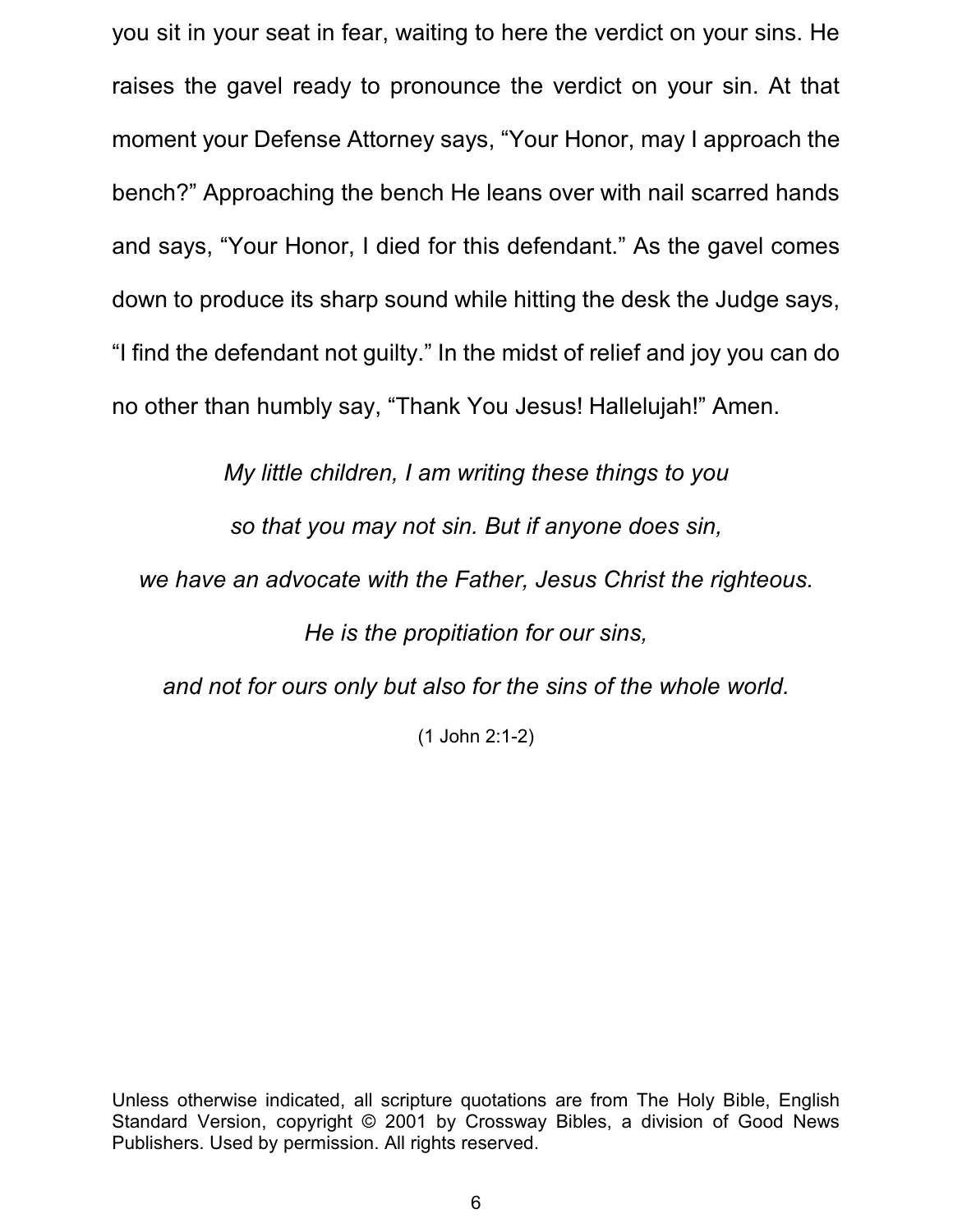you sit in your seat in fear, waiting to here the verdict on your sins. He raises the gavel ready to pronounce the verdict on your sin. At that moment your Defense Attorney says, “Your Honor, may I approach the bench?” Approaching the bench He leans over with nail scarred hands and says, “Your Honor, I died for this defendant.” As the gavel comes down to produce its sharp sound while hitting the desk the Judge says, “I find the defendant not guilty.” In the midst of relief and joy you can do no other than humbly say, “Thank You Jesus! Hallelujah!” Amen.

*My little children, I am writing these things to you*

*so that you may not sin. But if anyone does sin,*

*we have an advocate with the Father, Jesus Christ the righteous.*

*He is the propitiation for our sins,*

*and not for ours only but also for the sins of the whole world.*

(1 John 2:1-2)

Unless otherwise indicated, all scripture quotations are from The Holy Bible, English Standard Version, copyright © 2001 by Crossway Bibles, a division of Good News Publishers. Used by permission. All rights reserved.